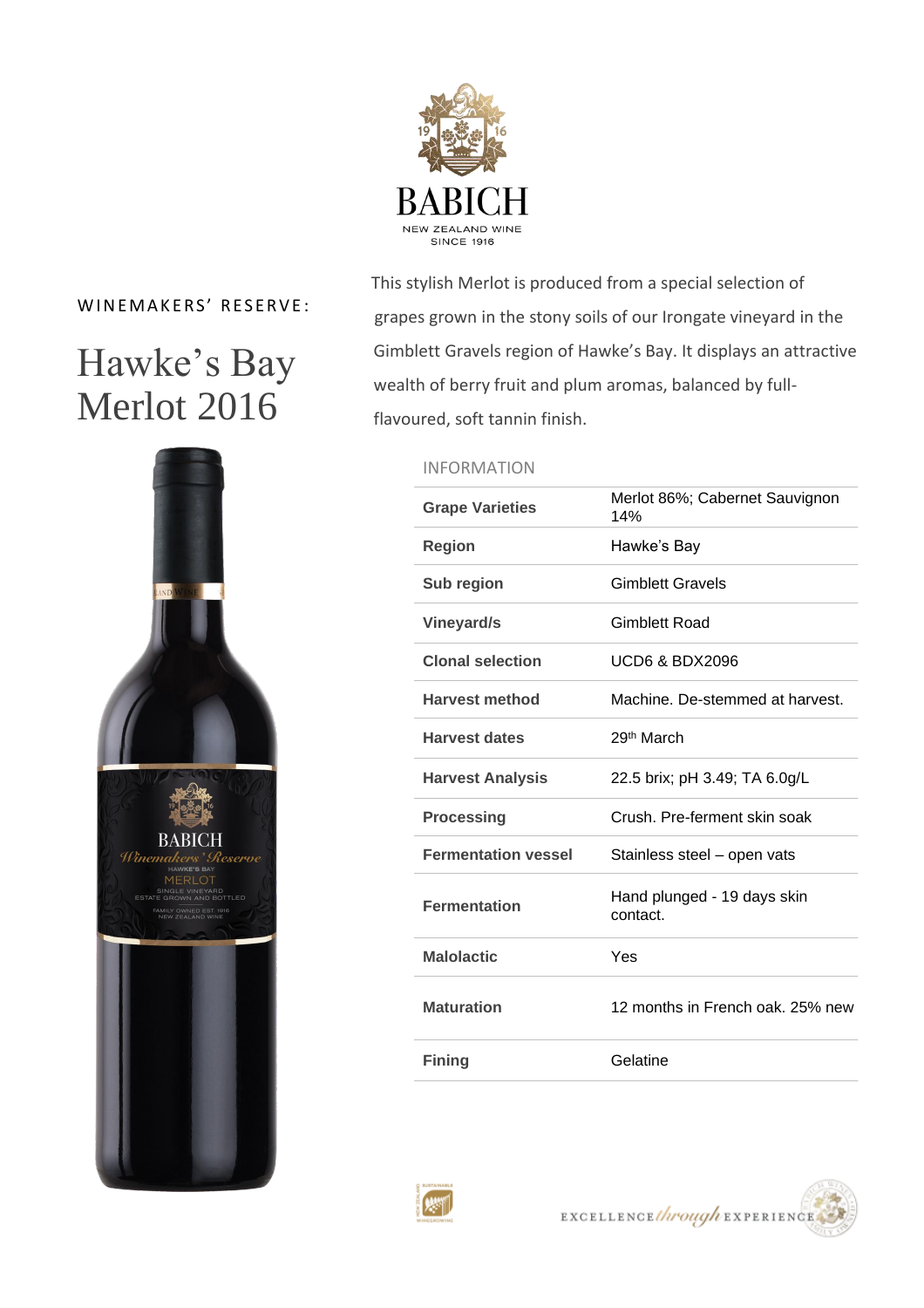BABICH

NEW ZEALAND WINE
SINCE 1916

WINEMAKERS' RESERVE:

# Hawke's Bay Merlot 2016

This stylish Merlot is produced from a special selection of grapes grown in the stony soils of our Irongate vineyard in the Gimblett Gravels region of Hawke's Bay. It displays an attractive wealth of berry fruit and plum aromas, balanced by full-flavoured, soft tannin finish.

## INFORMATION

| | |
|---|---|
| **Grape Varieties** | Merlot 86%; Cabernet Sauvignon 14% |
| **Region** | Hawke's Bay |
| **Sub region** | Gimblett Gravels |
| **Vineyard/s** | Gimblett Road |
| **Clonal selection** | UCD6 & BDX2096 |
| **Harvest method** | Machine. De-stemmed at harvest. |
| **Harvest dates** | 29th March |
| **Harvest Analysis** | 22.5 brix; pH 3.49; TA 6.0g/L |
| **Processing** | Crush. Pre-ferment skin soak |
| **Fermentation vessel** | Stainless steel – open vats |
| **Fermentation** | Hand plunged - 19 days skin contact. |
| **Malolactic** | Yes |
| **Maturation** | 12 months in French oak. 25% new |
| **Fining** | Gelatine |

EXCELLENCE *through* EXPERIENCE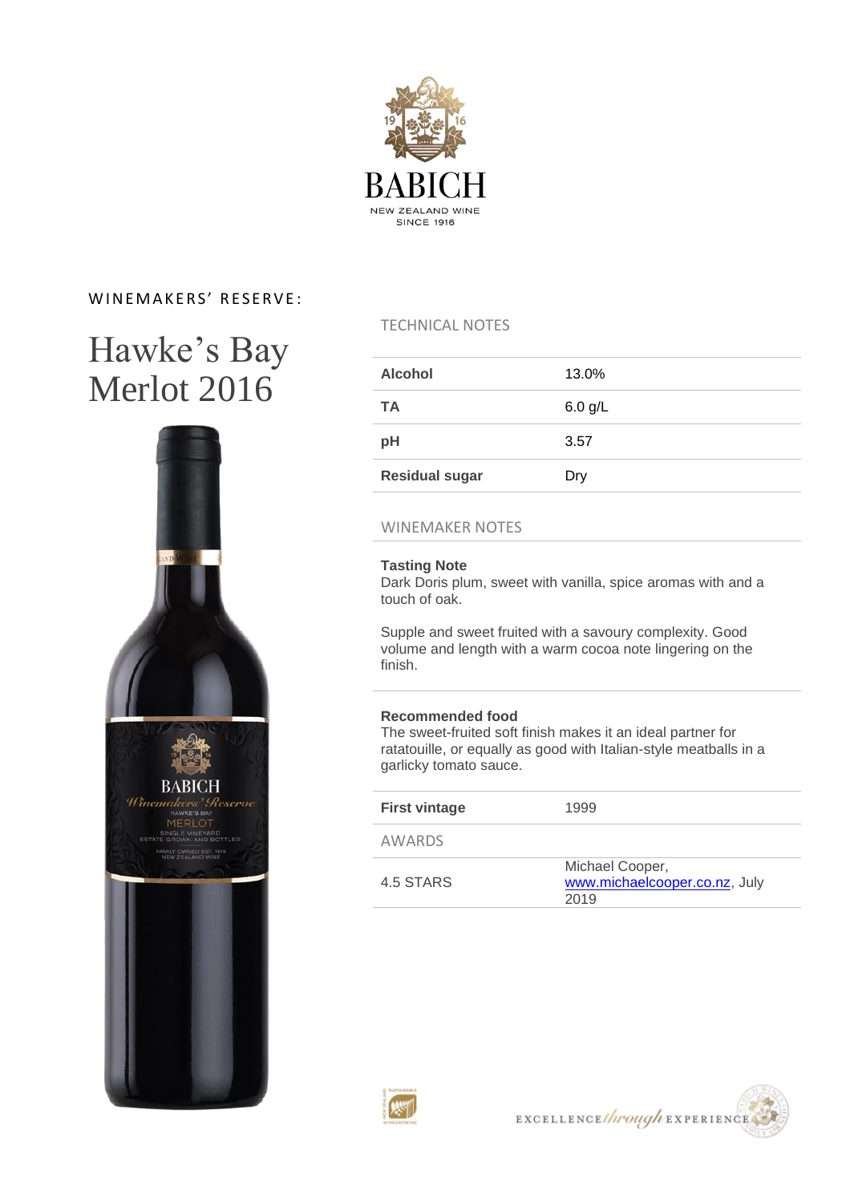BABICH

NEW ZEALAND WINE
SINCE 1916

WINEMAKERS' RESERVE:

# Hawke's Bay Merlot 2016

## TECHNICAL NOTES

| | |
|---|---|
| **Alcohol** | 13.0% |
| **TA** | 6.0 g/L |
| **pH** | 3.57 |
| **Residual sugar** | Dry |

## WINEMAKER NOTES

**Tasting Note**
Dark Doris plum, sweet with vanilla, spice aromas with and a touch of oak.

Supple and sweet fruited with a savoury complexity. Good volume and length with a warm cocoa note lingering on the finish.

**Recommended food**
The sweet-fruited soft finish makes it an ideal partner for ratatouille, or equally as good with Italian-style meatballs in a garlicky tomato sauce.

| | |
|---|---|
| **First vintage** | 1999 |

## AWARDS

| | |
|---|---|
| 4.5 STARS | Michael Cooper, www.michaelcooper.co.nz, July 2019 |

EXCELLENCE *through* EXPERIENCE